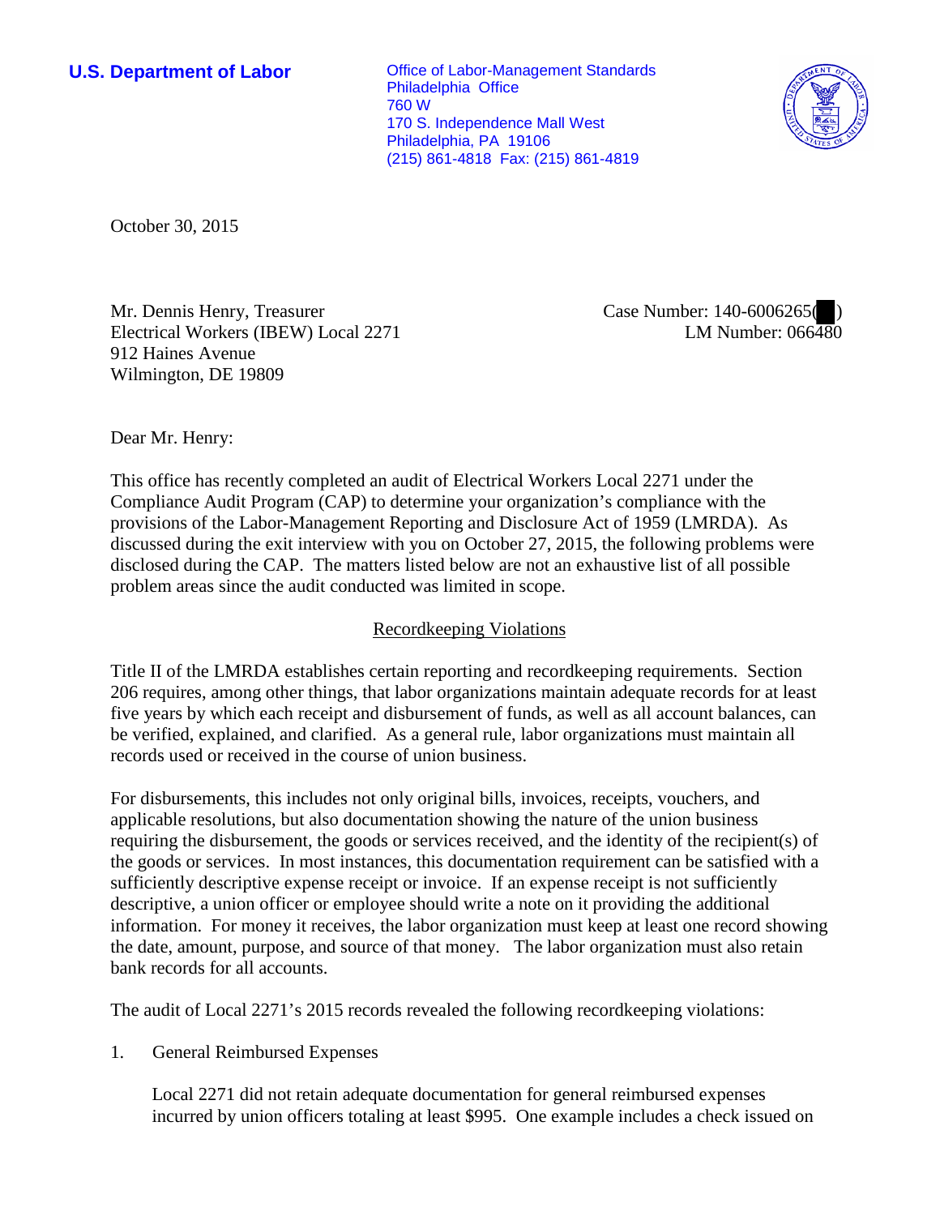**U.S. Department of Labor**

Office of Labor-Management Standards
Philadelphia Office
760 W
170 S. Independence Mall West
Philadelphia, PA 19106
(215) 861-4818 Fax: (215) 861-4819

October 30, 2015

Mr. Dennis Henry, Treasurer
Electrical Workers (IBEW) Local 2271
912 Haines Avenue
Wilmington, DE 19809

Case Number: 140-6006265( )
LM Number: 066480

Dear Mr. Henry:

This office has recently completed an audit of Electrical Workers Local 2271 under the Compliance Audit Program (CAP) to determine your organization's compliance with the provisions of the Labor-Management Reporting and Disclosure Act of 1959 (LMRDA). As discussed during the exit interview with you on October 27, 2015, the following problems were disclosed during the CAP. The matters listed below are not an exhaustive list of all possible problem areas since the audit conducted was limited in scope.

## Recordkeeping Violations

Title II of the LMRDA establishes certain reporting and recordkeeping requirements. Section 206 requires, among other things, that labor organizations maintain adequate records for at least five years by which each receipt and disbursement of funds, as well as all account balances, can be verified, explained, and clarified. As a general rule, labor organizations must maintain all records used or received in the course of union business.

For disbursements, this includes not only original bills, invoices, receipts, vouchers, and applicable resolutions, but also documentation showing the nature of the union business requiring the disbursement, the goods or services received, and the identity of the recipient(s) of the goods or services. In most instances, this documentation requirement can be satisfied with a sufficiently descriptive expense receipt or invoice. If an expense receipt is not sufficiently descriptive, a union officer or employee should write a note on it providing the additional information. For money it receives, the labor organization must keep at least one record showing the date, amount, purpose, and source of that money. The labor organization must also retain bank records for all accounts.

The audit of Local 2271's 2015 records revealed the following recordkeeping violations:

1. General Reimbursed Expenses

   Local 2271 did not retain adequate documentation for general reimbursed expenses incurred by union officers totaling at least $995. One example includes a check issued on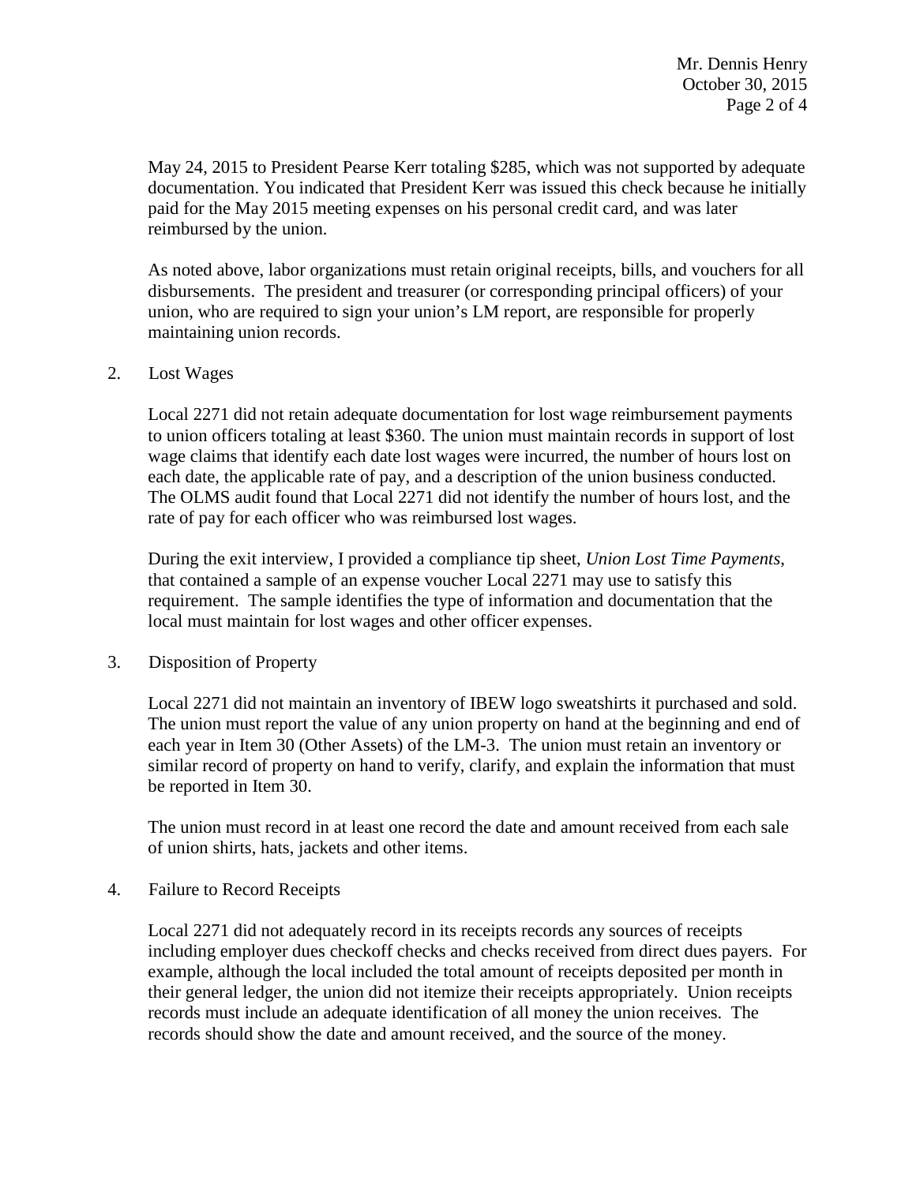May 24, 2015 to President Pearse Kerr totaling $285, which was not supported by adequate documentation. You indicated that President Kerr was issued this check because he initially paid for the May 2015 meeting expenses on his personal credit card, and was later reimbursed by the union.

As noted above, labor organizations must retain original receipts, bills, and vouchers for all disbursements. The president and treasurer (or corresponding principal officers) of your union, who are required to sign your union's LM report, are responsible for properly maintaining union records.

2. Lost Wages

   Local 2271 did not retain adequate documentation for lost wage reimbursement payments to union officers totaling at least $360. The union must maintain records in support of lost wage claims that identify each date lost wages were incurred, the number of hours lost on each date, the applicable rate of pay, and a description of the union business conducted. The OLMS audit found that Local 2271 did not identify the number of hours lost, and the rate of pay for each officer who was reimbursed lost wages.

   During the exit interview, I provided a compliance tip sheet, *Union Lost Time Payments*, that contained a sample of an expense voucher Local 2271 may use to satisfy this requirement. The sample identifies the type of information and documentation that the local must maintain for lost wages and other officer expenses.

3. Disposition of Property

   Local 2271 did not maintain an inventory of IBEW logo sweatshirts it purchased and sold. The union must report the value of any union property on hand at the beginning and end of each year in Item 30 (Other Assets) of the LM-3. The union must retain an inventory or similar record of property on hand to verify, clarify, and explain the information that must be reported in Item 30.

   The union must record in at least one record the date and amount received from each sale of union shirts, hats, jackets and other items.

4. Failure to Record Receipts

   Local 2271 did not adequately record in its receipts records any sources of receipts including employer dues checkoff checks and checks received from direct dues payers. For example, although the local included the total amount of receipts deposited per month in their general ledger, the union did not itemize their receipts appropriately. Union receipts records must include an adequate identification of all money the union receives. The records should show the date and amount received, and the source of the money.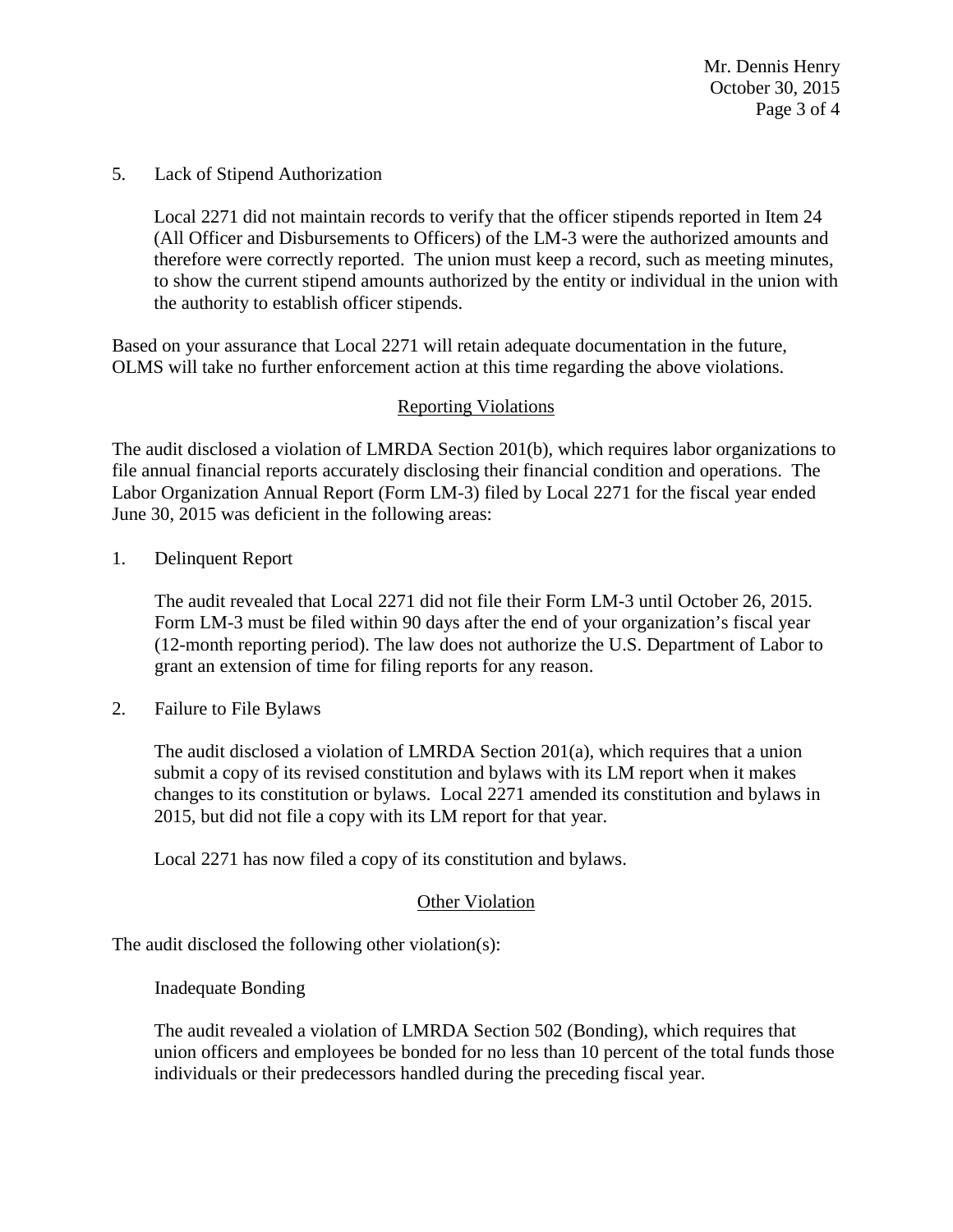5. Lack of Stipend Authorization

   Local 2271 did not maintain records to verify that the officer stipends reported in Item 24 (All Officer and Disbursements to Officers) of the LM-3 were the authorized amounts and therefore were correctly reported. The union must keep a record, such as meeting minutes, to show the current stipend amounts authorized by the entity or individual in the union with the authority to establish officer stipends.

Based on your assurance that Local 2271 will retain adequate documentation in the future, OLMS will take no further enforcement action at this time regarding the above violations.

## Reporting Violations

The audit disclosed a violation of LMRDA Section 201(b), which requires labor organizations to file annual financial reports accurately disclosing their financial condition and operations. The Labor Organization Annual Report (Form LM-3) filed by Local 2271 for the fiscal year ended June 30, 2015 was deficient in the following areas:

1. Delinquent Report

   The audit revealed that Local 2271 did not file their Form LM-3 until October 26, 2015. Form LM-3 must be filed within 90 days after the end of your organization's fiscal year (12-month reporting period). The law does not authorize the U.S. Department of Labor to grant an extension of time for filing reports for any reason.

2. Failure to File Bylaws

   The audit disclosed a violation of LMRDA Section 201(a), which requires that a union submit a copy of its revised constitution and bylaws with its LM report when it makes changes to its constitution or bylaws. Local 2271 amended its constitution and bylaws in 2015, but did not file a copy with its LM report for that year.

   Local 2271 has now filed a copy of its constitution and bylaws.

## Other Violation

The audit disclosed the following other violation(s):

Inadequate Bonding

The audit revealed a violation of LMRDA Section 502 (Bonding), which requires that union officers and employees be bonded for no less than 10 percent of the total funds those individuals or their predecessors handled during the preceding fiscal year.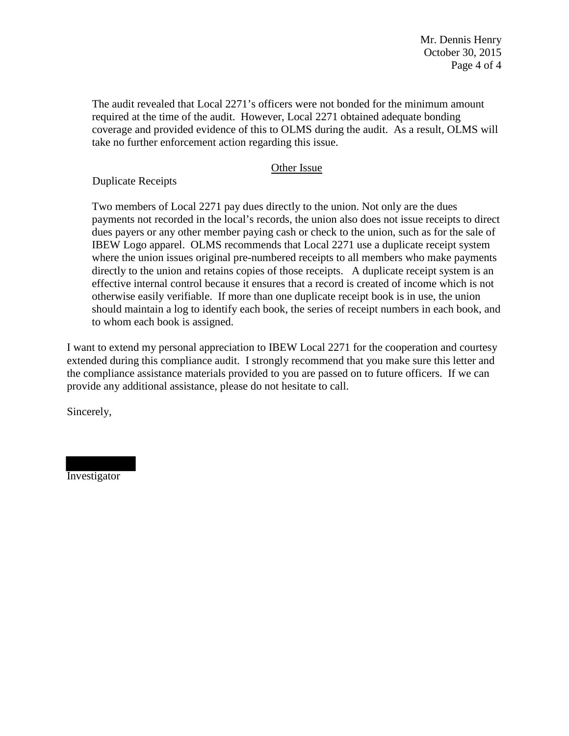The audit revealed that Local 2271's officers were not bonded for the minimum amount required at the time of the audit. However, Local 2271 obtained adequate bonding coverage and provided evidence of this to OLMS during the audit. As a result, OLMS will take no further enforcement action regarding this issue.

## Other Issue

Duplicate Receipts

Two members of Local 2271 pay dues directly to the union. Not only are the dues payments not recorded in the local's records, the union also does not issue receipts to direct dues payers or any other member paying cash or check to the union, such as for the sale of IBEW Logo apparel. OLMS recommends that Local 2271 use a duplicate receipt system where the union issues original pre-numbered receipts to all members who make payments directly to the union and retains copies of those receipts. A duplicate receipt system is an effective internal control because it ensures that a record is created of income which is not otherwise easily verifiable. If more than one duplicate receipt book is in use, the union should maintain a log to identify each book, the series of receipt numbers in each book, and to whom each book is assigned.

I want to extend my personal appreciation to IBEW Local 2271 for the cooperation and courtesy extended during this compliance audit. I strongly recommend that you make sure this letter and the compliance assistance materials provided to you are passed on to future officers. If we can provide any additional assistance, please do not hesitate to call.

Sincerely,

Investigator